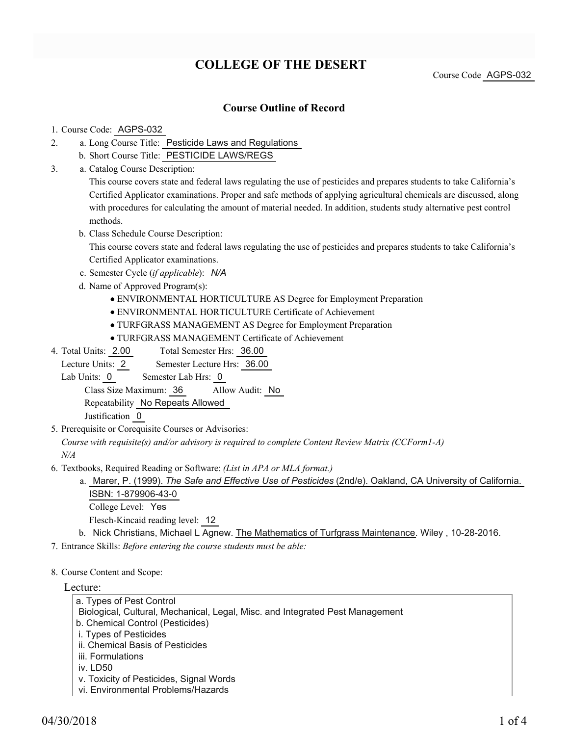# COLLEGE OF THE DESERT

Course Code AGPS-032

## Course Outline of Record

1. Course Code: AGPS-032
2. a. Long Course Title: Pesticide Laws and Regulations
   b. Short Course Title: PESTICIDE LAWS/REGS
3. a. Catalog Course Description:
   This course covers state and federal laws regulating the use of pesticides and prepares students to take California's Certified Applicator examinations. Proper and safe methods of applying agricultural chemicals are discussed, along with procedures for calculating the amount of material needed. In addition, students study alternative pest control methods.
   b. Class Schedule Course Description:
   This course covers state and federal laws regulating the use of pesticides and prepares students to take California's Certified Applicator examinations.
   c. Semester Cycle (*if applicable*): *N/A*
   d. Name of Approved Program(s):
      - ENVIRONMENTAL HORTICULTURE AS Degree for Employment Preparation
      - ENVIRONMENTAL HORTICULTURE Certificate of Achievement
      - TURFGRASS MANAGEMENT AS Degree for Employment Preparation
      - TURFGRASS MANAGEMENT Certificate of Achievement
4. Total Units: 2.00 Total Semester Hrs: 36.00
   Lecture Units: 2 Semester Lecture Hrs: 36.00
   Lab Units: 0 Semester Lab Hrs: 0
   Class Size Maximum: 36 Allow Audit: No
   Repeatability No Repeats Allowed
   Justification 0
5. Prerequisite or Corequisite Courses or Advisories:
   *Course with requisite(s) and/or advisory is required to complete Content Review Matrix (CCForm1-A)*
   *N/A*
6. Textbooks, Required Reading or Software: *(List in APA or MLA format.)*
   a. Marer, P. (1999). *The Safe and Effective Use of Pesticides* (2nd/e). Oakland, CA University of California. ISBN: 1-879906-43-0
      College Level: Yes
      Flesch-Kincaid reading level: 12
   b. Nick Christians, Michael L Agnew. The Mathematics of Turfgrass Maintenance. Wiley , 10-28-2016.
7. Entrance Skills: *Before entering the course students must be able:*
8. Course Content and Scope:

Lecture:

a. Types of Pest Control
 Biological, Cultural, Mechanical, Legal, Misc. and Integrated Pest Management
b. Chemical Control (Pesticides)
 i. Types of Pesticides
 ii. Chemical Basis of Pesticides
 iii. Formulations
 iv. LD50
 v. Toxicity of Pesticides, Signal Words
 vi. Environmental Problems/Hazards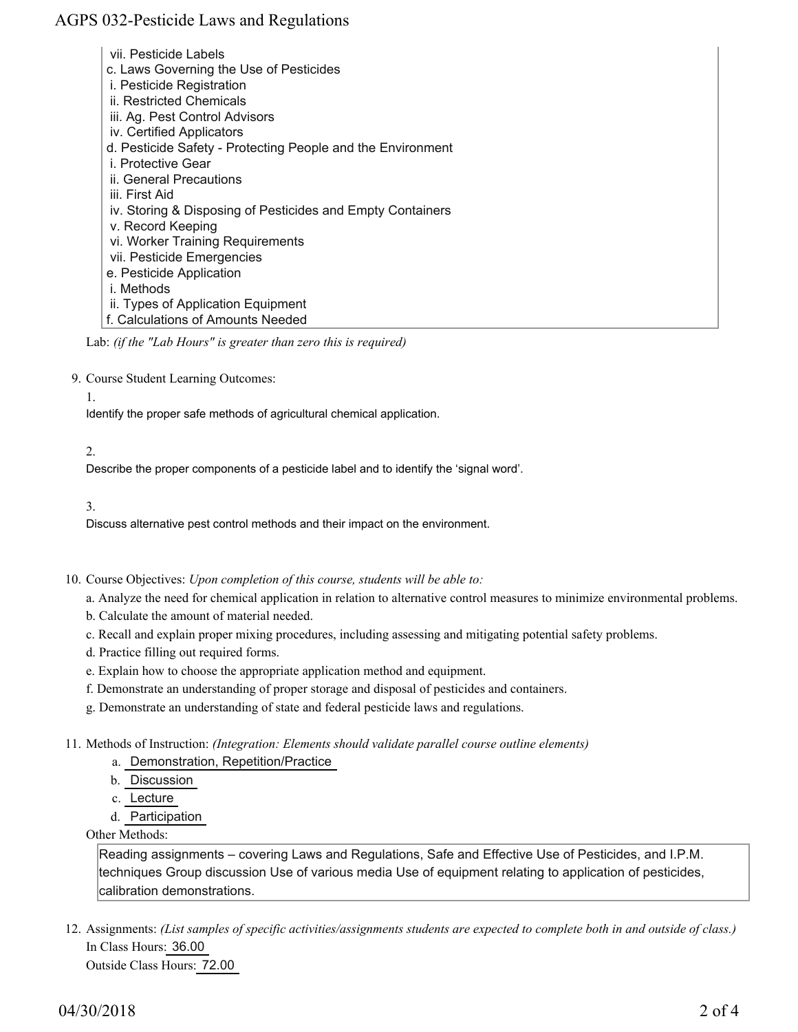- vii. Pesticide Labels
- c. Laws Governing the Use of Pesticides
  - i. Pesticide Registration
  - ii. Restricted Chemicals
  - iii. Ag. Pest Control Advisors
  - iv. Certified Applicators
- d. Pesticide Safety - Protecting People and the Environment
  - i. Protective Gear
  - ii. General Precautions
  - iii. First Aid
  - iv. Storing & Disposing of Pesticides and Empty Containers
  - v. Record Keeping
  - vi. Worker Training Requirements
  - vii. Pesticide Emergencies
- e. Pesticide Application
  - i. Methods
  - ii. Types of Application Equipment
- f. Calculations of Amounts Needed

Lab: *(if the "Lab Hours" is greater than zero this is required)*

9. Course Student Learning Outcomes:

   1. Identify the proper safe methods of agricultural chemical application.

   2. Describe the proper components of a pesticide label and to identify the 'signal word'.

   3. Discuss alternative pest control methods and their impact on the environment.

10. Course Objectives: *Upon completion of this course, students will be able to:*

    a. Analyze the need for chemical application in relation to alternative control measures to minimize environmental problems.
    b. Calculate the amount of material needed.
    c. Recall and explain proper mixing procedures, including assessing and mitigating potential safety problems.
    d. Practice filling out required forms.
    e. Explain how to choose the appropriate application method and equipment.
    f. Demonstrate an understanding of proper storage and disposal of pesticides and containers.
    g. Demonstrate an understanding of state and federal pesticide laws and regulations.

11. Methods of Instruction: *(Integration: Elements should validate parallel course outline elements)*

    a. Demonstration, Repetition/Practice
    b. Discussion
    c. Lecture
    d. Participation

    Other Methods:

    Reading assignments – covering Laws and Regulations, Safe and Effective Use of Pesticides, and I.P.M. techniques Group discussion Use of various media Use of equipment relating to application of pesticides, calibration demonstrations.

12. Assignments: *(List samples of specific activities/assignments students are expected to complete both in and outside of class.)*

    In Class Hours: 36.00

    Outside Class Hours: 72.00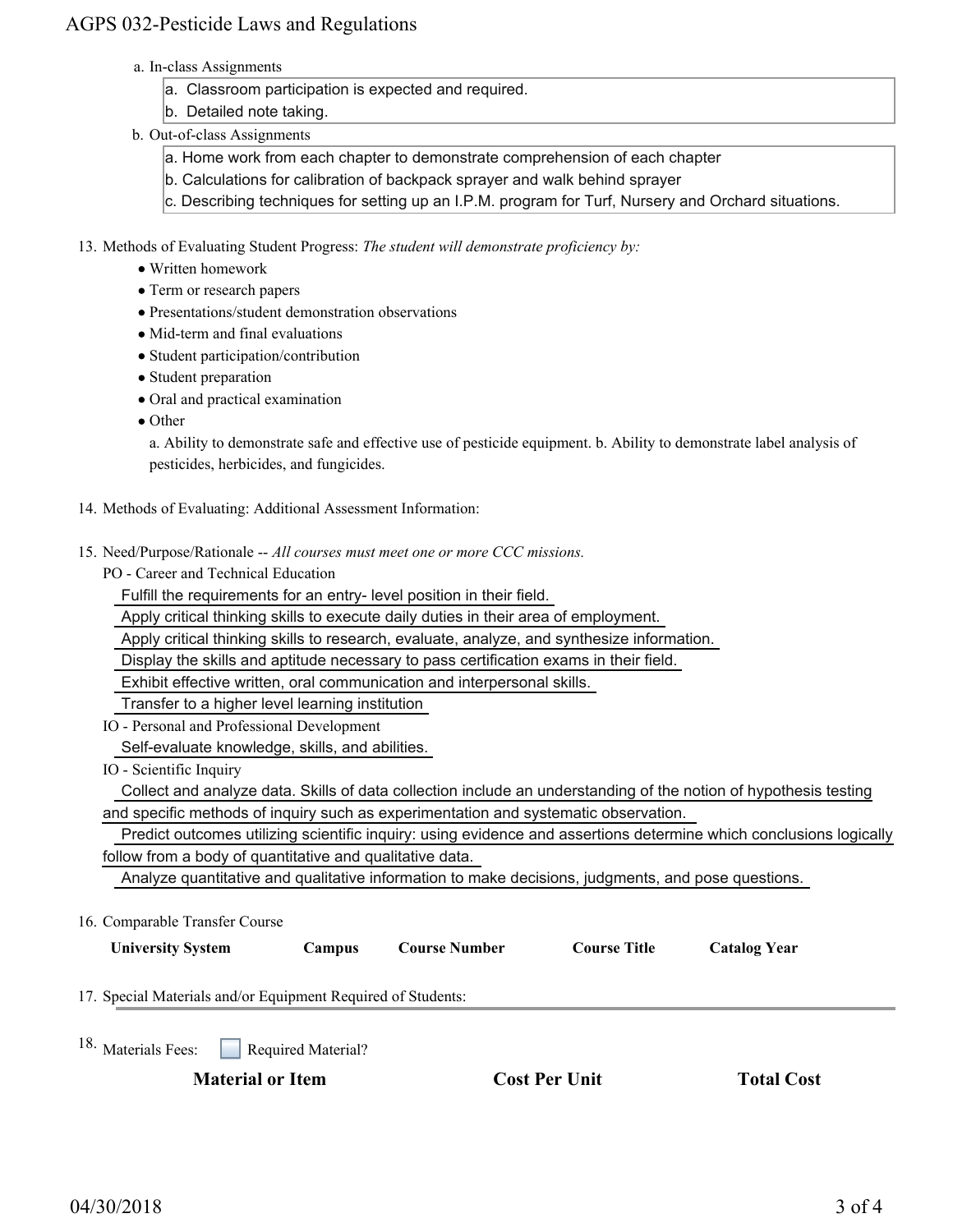a. In-class Assignments

a. Classroom participation is expected and required.
b. Detailed note taking.

b. Out-of-class Assignments

a. Home work from each chapter to demonstrate comprehension of each chapter
b. Calculations for calibration of backpack sprayer and walk behind sprayer
c. Describing techniques for setting up an I.P.M. program for Turf, Nursery and Orchard situations.

13. Methods of Evaluating Student Progress: *The student will demonstrate proficiency by:*
    - Written homework
    - Term or research papers
    - Presentations/student demonstration observations
    - Mid-term and final evaluations
    - Student participation/contribution
    - Student preparation
    - Oral and practical examination
    - Other

    a. Ability to demonstrate safe and effective use of pesticide equipment. b. Ability to demonstrate label analysis of pesticides, herbicides, and fungicides.

14. Methods of Evaluating: Additional Assessment Information:

15. Need/Purpose/Rationale -- *All courses must meet one or more CCC missions.*

    PO - Career and Technical Education

    Fulfill the requirements for an entry- level position in their field.
    Apply critical thinking skills to execute daily duties in their area of employment.
    Apply critical thinking skills to research, evaluate, analyze, and synthesize information.
    Display the skills and aptitude necessary to pass certification exams in their field.
    Exhibit effective written, oral communication and interpersonal skills.
    Transfer to a higher level learning institution

    IO - Personal and Professional Development

    Self-evaluate knowledge, skills, and abilities.

    IO - Scientific Inquiry

    Collect and analyze data. Skills of data collection include an understanding of the notion of hypothesis testing and specific methods of inquiry such as experimentation and systematic observation.
    Predict outcomes utilizing scientific inquiry: using evidence and assertions determine which conclusions logically follow from a body of quantitative and qualitative data.
    Analyze quantitative and qualitative information to make decisions, judgments, and pose questions.

16. Comparable Transfer Course

| University System | Campus | Course Number | Course Title | Catalog Year |
|---|---|---|---|---|

17. Special Materials and/or Equipment Required of Students:

18. Materials Fees: ☐ Required Material?

| Material or Item | Cost Per Unit | Total Cost |
|---|---|---|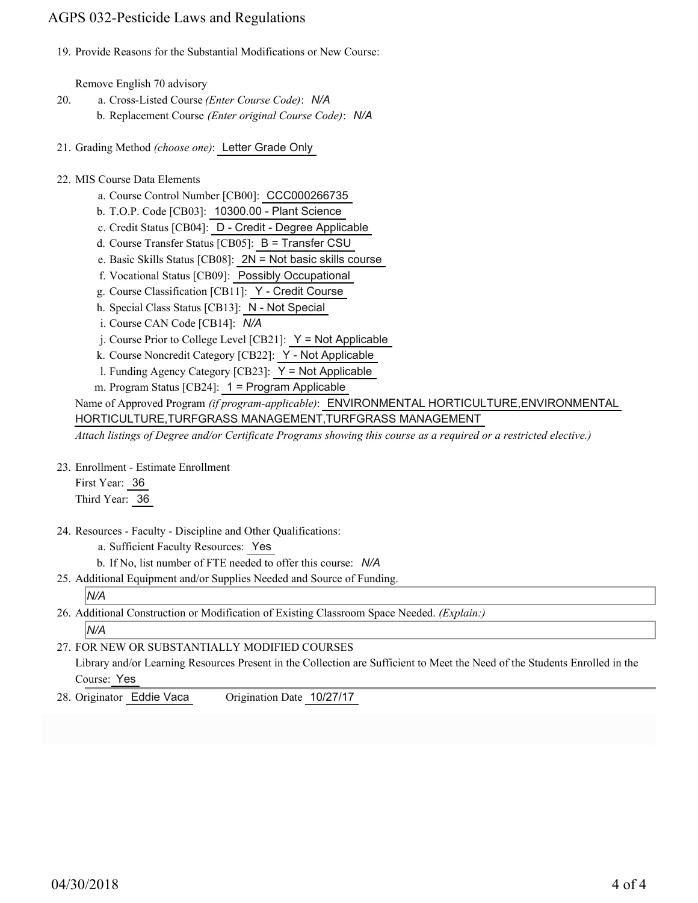19. Provide Reasons for the Substantial Modifications or New Course:

    Remove English 70 advisory

20. a. Cross-Listed Course *(Enter Course Code)*: *N/A*
    b. Replacement Course *(Enter original Course Code)*: *N/A*

21. Grading Method *(choose one)*: Letter Grade Only

22. MIS Course Data Elements
    a. Course Control Number [CB00]: CCC000266735
    b. T.O.P. Code [CB03]: 10300.00 - Plant Science
    c. Credit Status [CB04]: D - Credit - Degree Applicable
    d. Course Transfer Status [CB05]: B = Transfer CSU
    e. Basic Skills Status [CB08]: 2N = Not basic skills course
    f. Vocational Status [CB09]: Possibly Occupational
    g. Course Classification [CB11]: Y - Credit Course
    h. Special Class Status [CB13]: N - Not Special
    i. Course CAN Code [CB14]: *N/A*
    j. Course Prior to College Level [CB21]: Y = Not Applicable
    k. Course Noncredit Category [CB22]: Y - Not Applicable
    l. Funding Agency Category [CB23]: Y = Not Applicable
    m. Program Status [CB24]: 1 = Program Applicable

    Name of Approved Program *(if program-applicable)*: ENVIRONMENTAL HORTICULTURE,ENVIRONMENTAL HORTICULTURE,TURFGRASS MANAGEMENT,TURFGRASS MANAGEMENT

    *Attach listings of Degree and/or Certificate Programs showing this course as a required or a restricted elective.)*

23. Enrollment - Estimate Enrollment
    First Year: 36
    Third Year: 36

24. Resources - Faculty - Discipline and Other Qualifications:
    a. Sufficient Faculty Resources: Yes
    b. If No, list number of FTE needed to offer this course: *N/A*

25. Additional Equipment and/or Supplies Needed and Source of Funding.

    *N/A*

26. Additional Construction or Modification of Existing Classroom Space Needed. *(Explain:)*

    *N/A*

27. FOR NEW OR SUBSTANTIALLY MODIFIED COURSES
    Library and/or Learning Resources Present in the Collection are Sufficient to Meet the Need of the Students Enrolled in the Course: Yes

28. Originator Eddie Vaca Origination Date 10/27/17